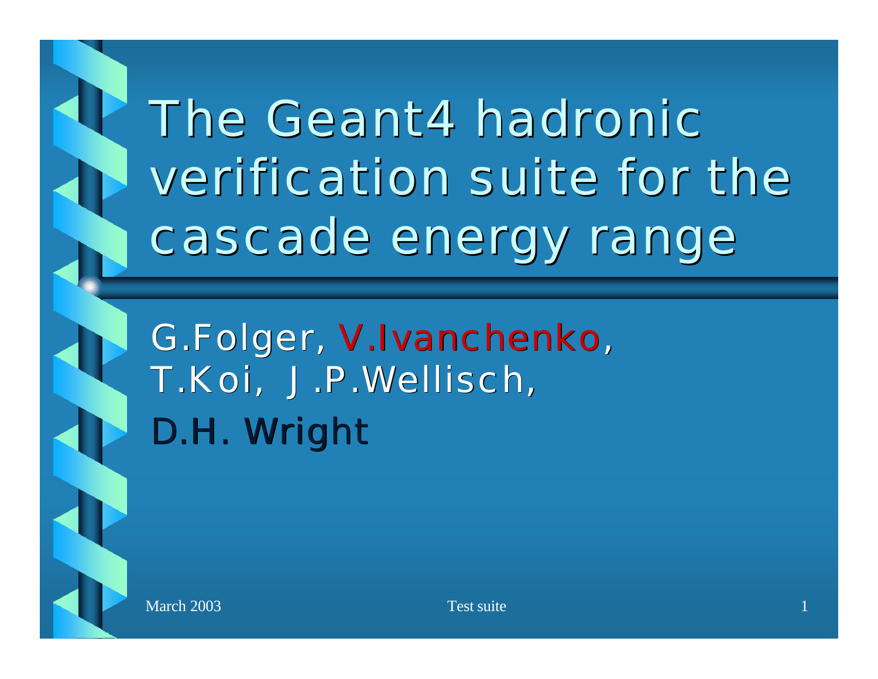# The Geant4 hadronic verification suite for the cascade energy range

G.Folger, V.Ivanchenko, T.Koi, J.P.Wellisch, D.H. Wright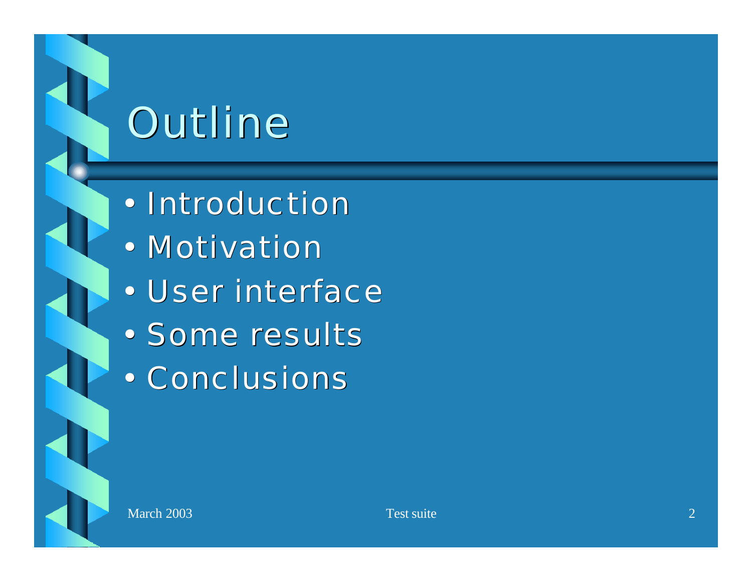# Outline

- Introduction
- Motivation
- User interface
- Some results
- Conclusions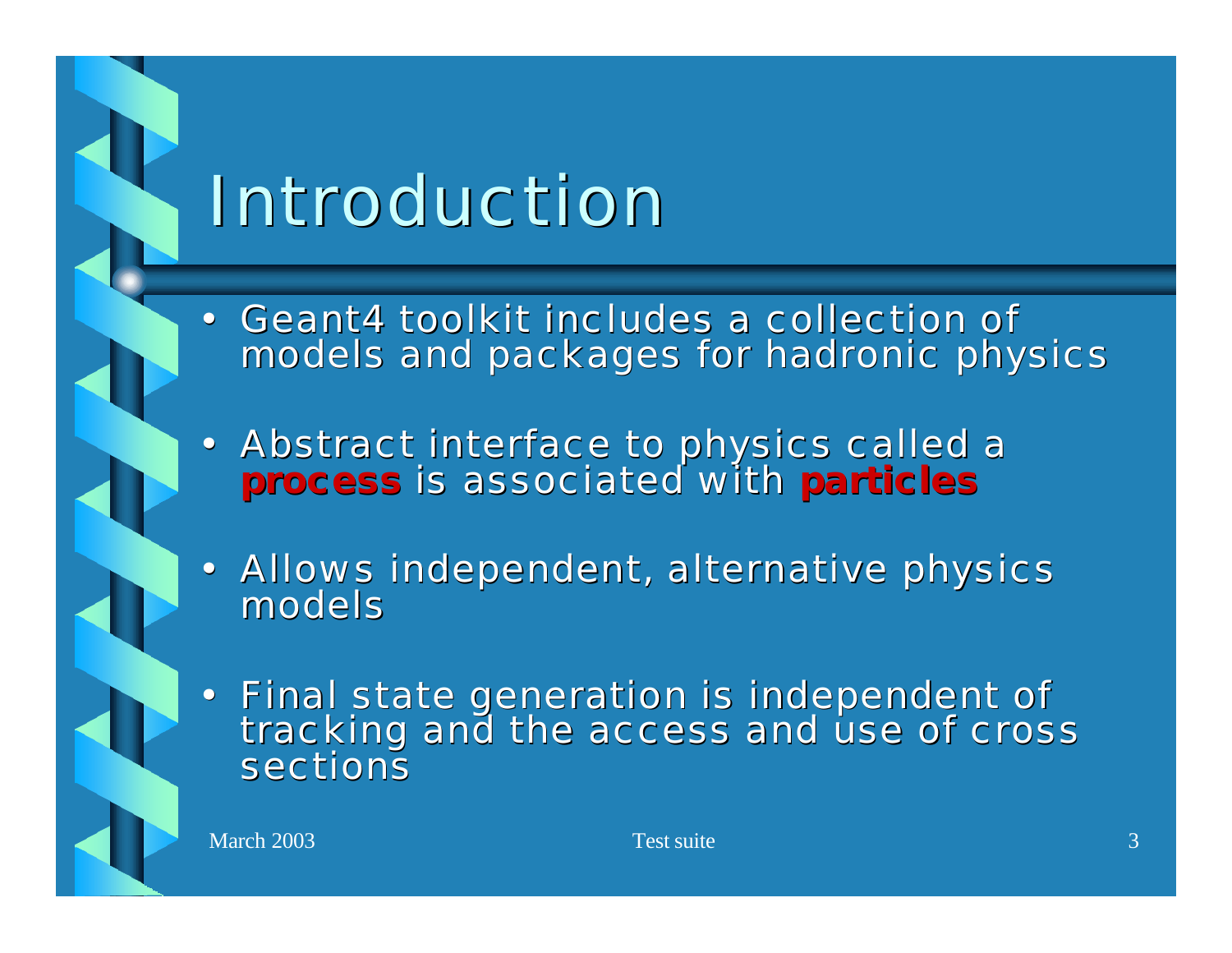# Introduction

- Geant4 toolkit includes a collection of models and packages for hadronic physics
- Abstract interface to physics called a **process** is associated with **particles**
- Allows independent, alternative physics models
- Final state generation is independent of tracking and the access and use of cross sections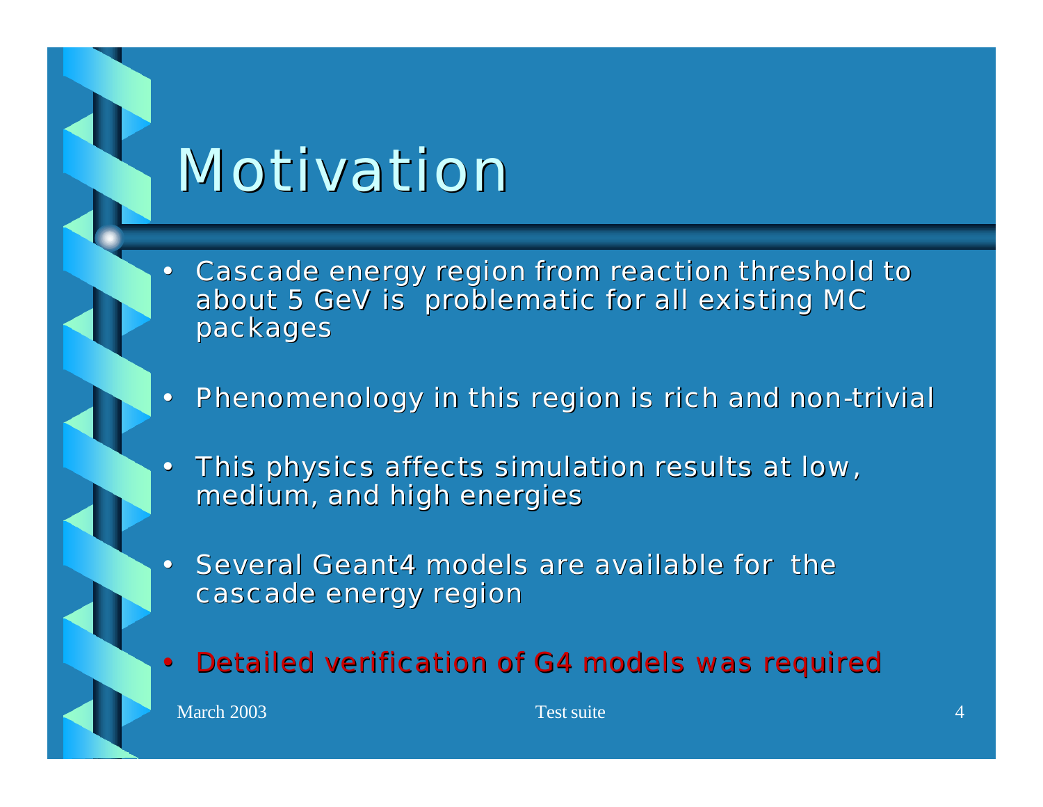# Motivation

- Cascade energy region from reaction threshold to about 5 GeV is problematic for all existing MC packages
- Phenomenology in this region is rich and non-trivial
- This physics affects simulation results at low, medium, and high energies
- Several Geant4 models are available for the cascade energy region
- Detailed verification of G4 models was required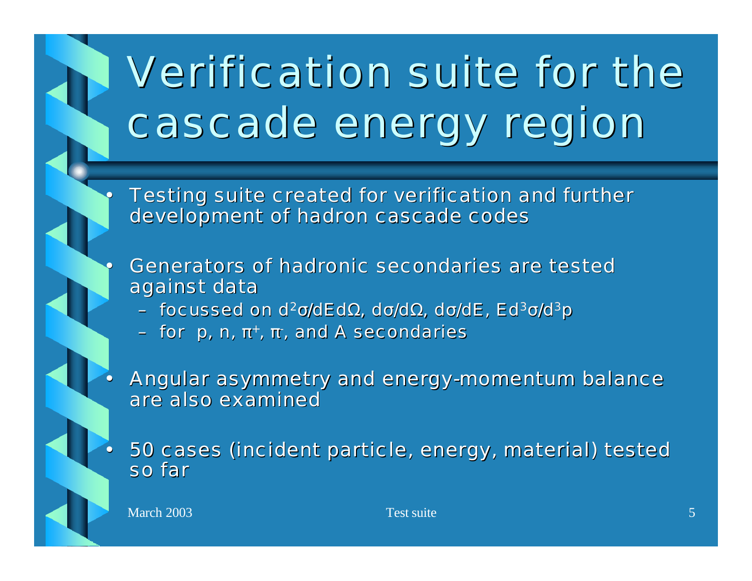# Verification suite for the cascade energy region

- Testing suite created for verification and further development of hadron cascade codes
- Generators of hadronic secondaries are tested against data
  - focussed on $d^2\sigma/dEd\Omega$, $d\sigma/d\Omega$, $d\sigma/dE$, $Ed^3\sigma/d^3p$
  - for p, n, $\pi^+$, $\pi^-$, and A secondaries
- Angular asymmetry and energy-momentum balance are also examined
- 50 cases (incident particle, energy, material) tested so far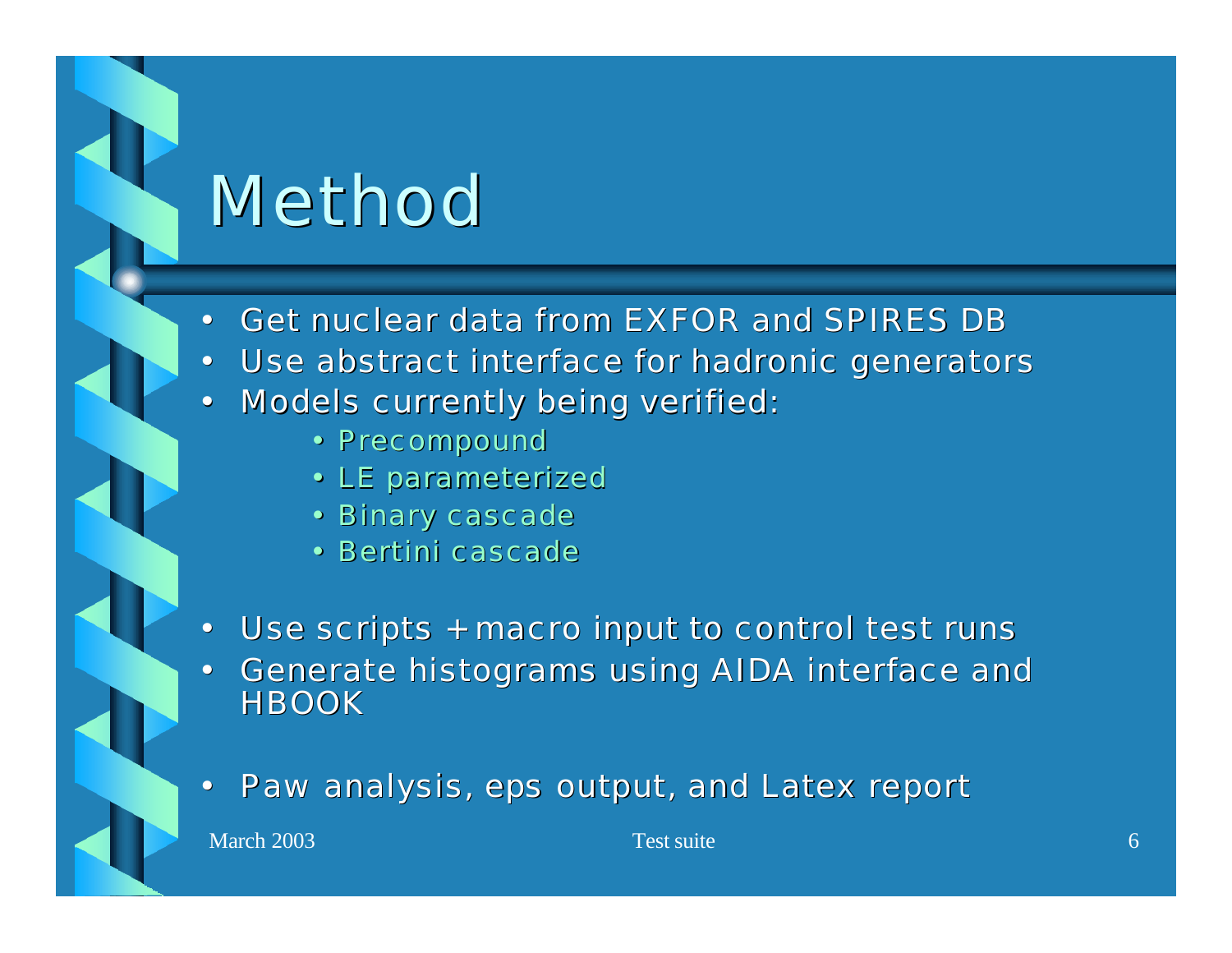# Method

- Get nuclear data from EXFOR and SPIRES DB
- Use abstract interface for hadronic generators
- Models currently being verified:
  - Precompound
  - LE parameterized
  - Binary cascade
  - Bertini cascade
- Use scripts + macro input to control test runs
- Generate histograms using AIDA interface and HBOOK
- Paw analysis, eps output, and Latex report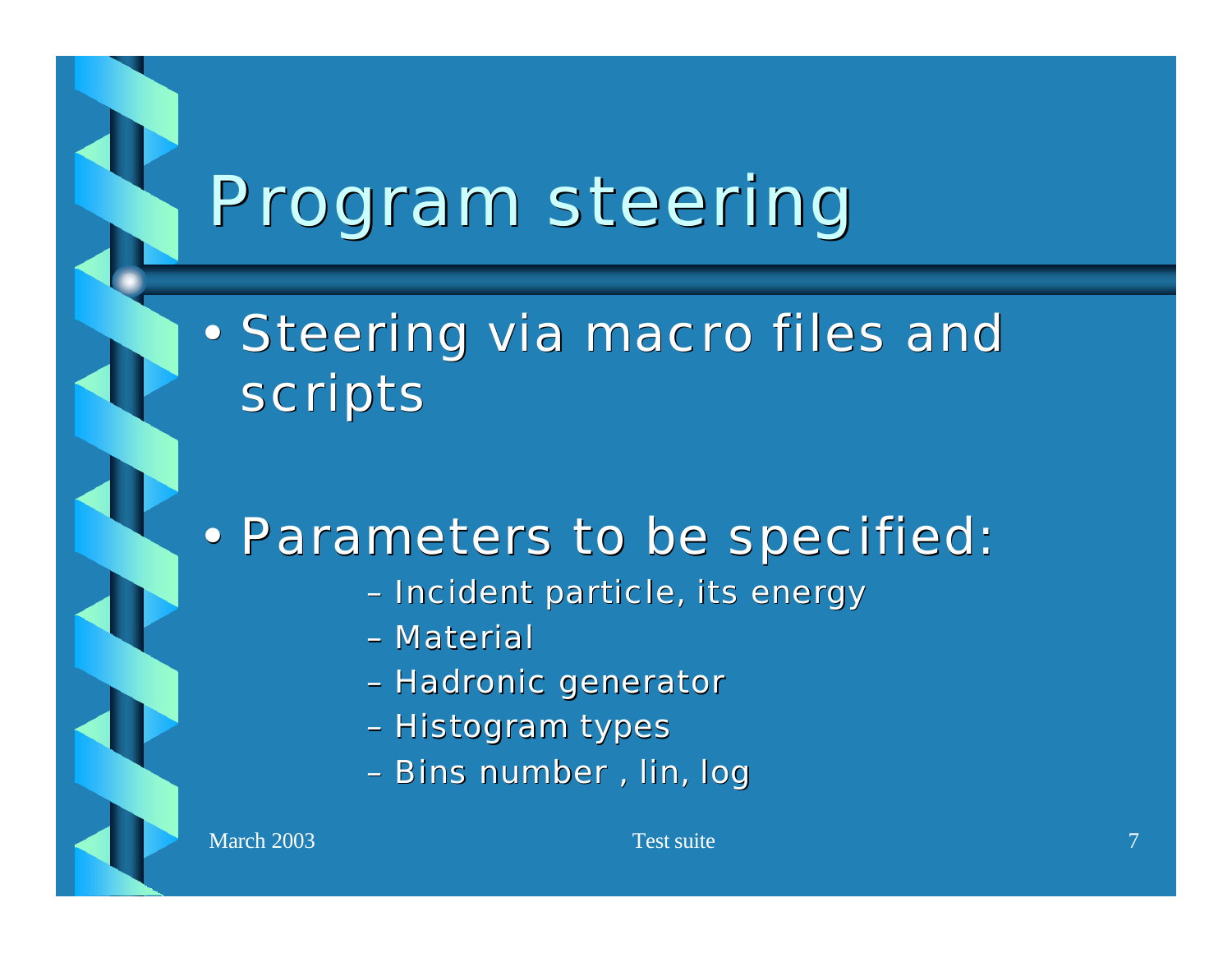# Program steering

- Steering via macro files and scripts

- Parameters to be specified:
  - Incident particle, its energy
  - Material
  - Hadronic generator
  - Histogram types
  - Bins number , lin, log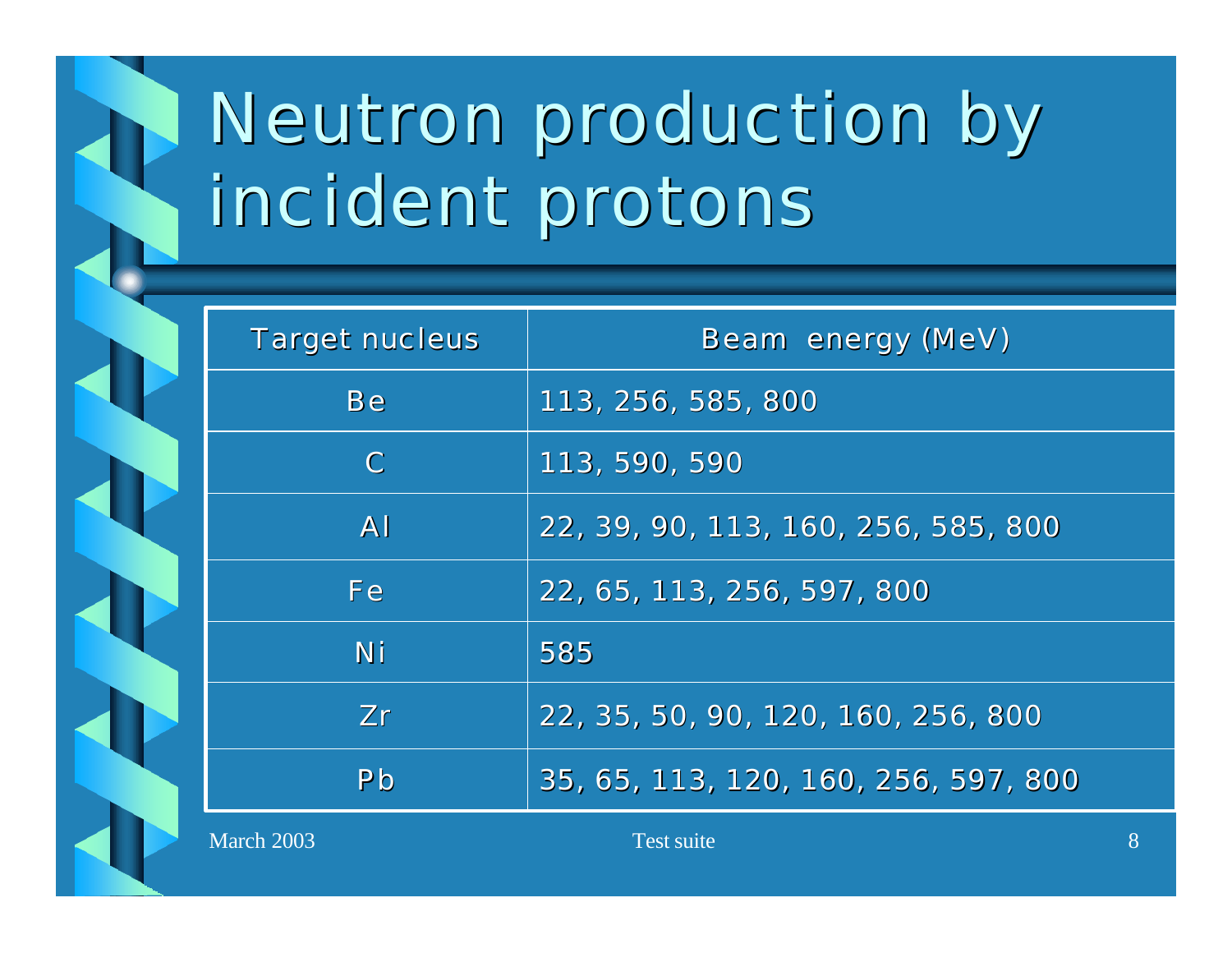# Neutron production by incident protons

| Target nucleus | Beam energy (MeV) |
|---|---|
| Be | 113, 256, 585, 800 |
| C | 113, 590, 590 |
| Al | 22, 39, 90, 113, 160, 256, 585, 800 |
| Fe | 22, 65, 113, 256, 597, 800 |
| Ni | 585 |
| Zr | 22, 35, 50, 90, 120, 160, 256, 800 |
| Pb | 35, 65, 113, 120, 160, 256, 597, 800 |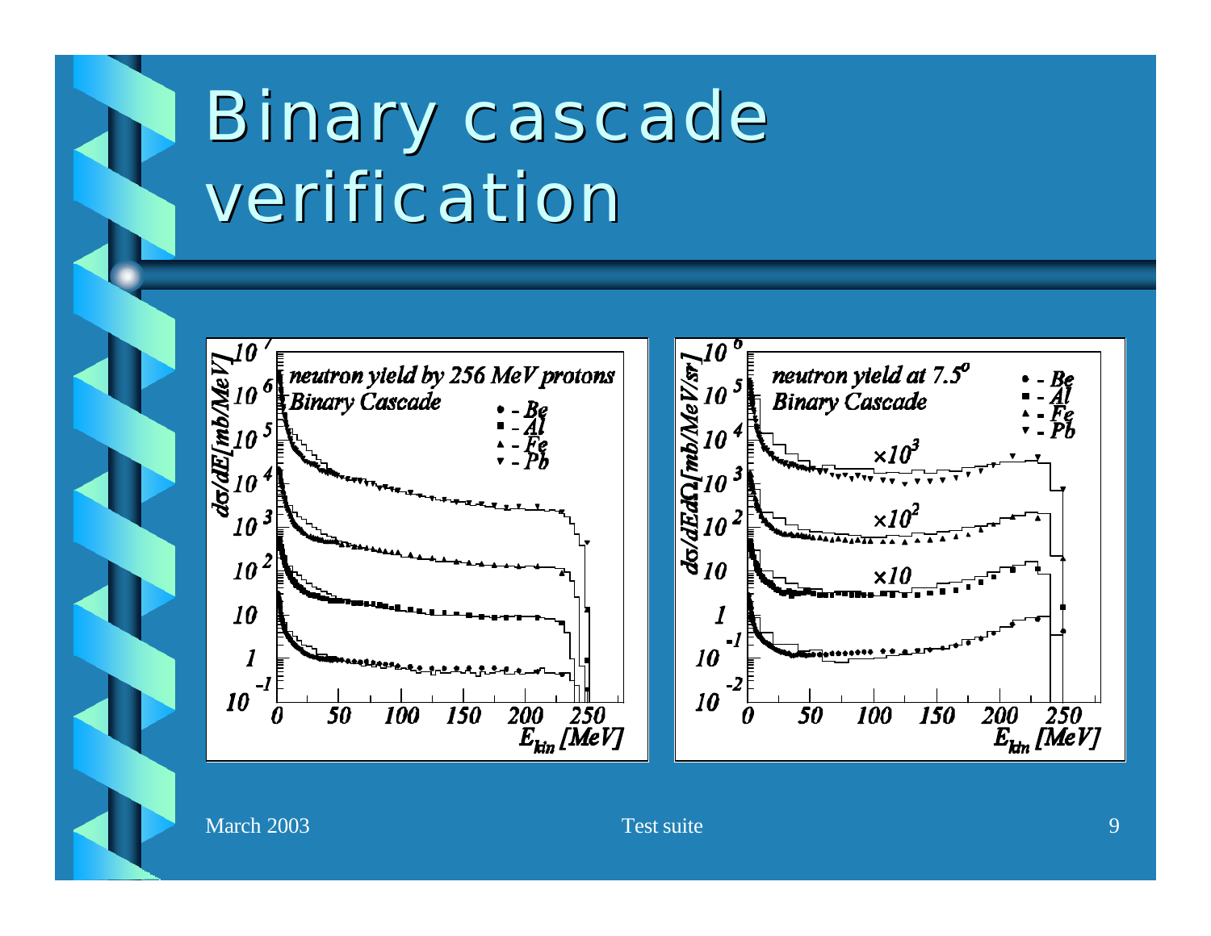# Binary cascade verification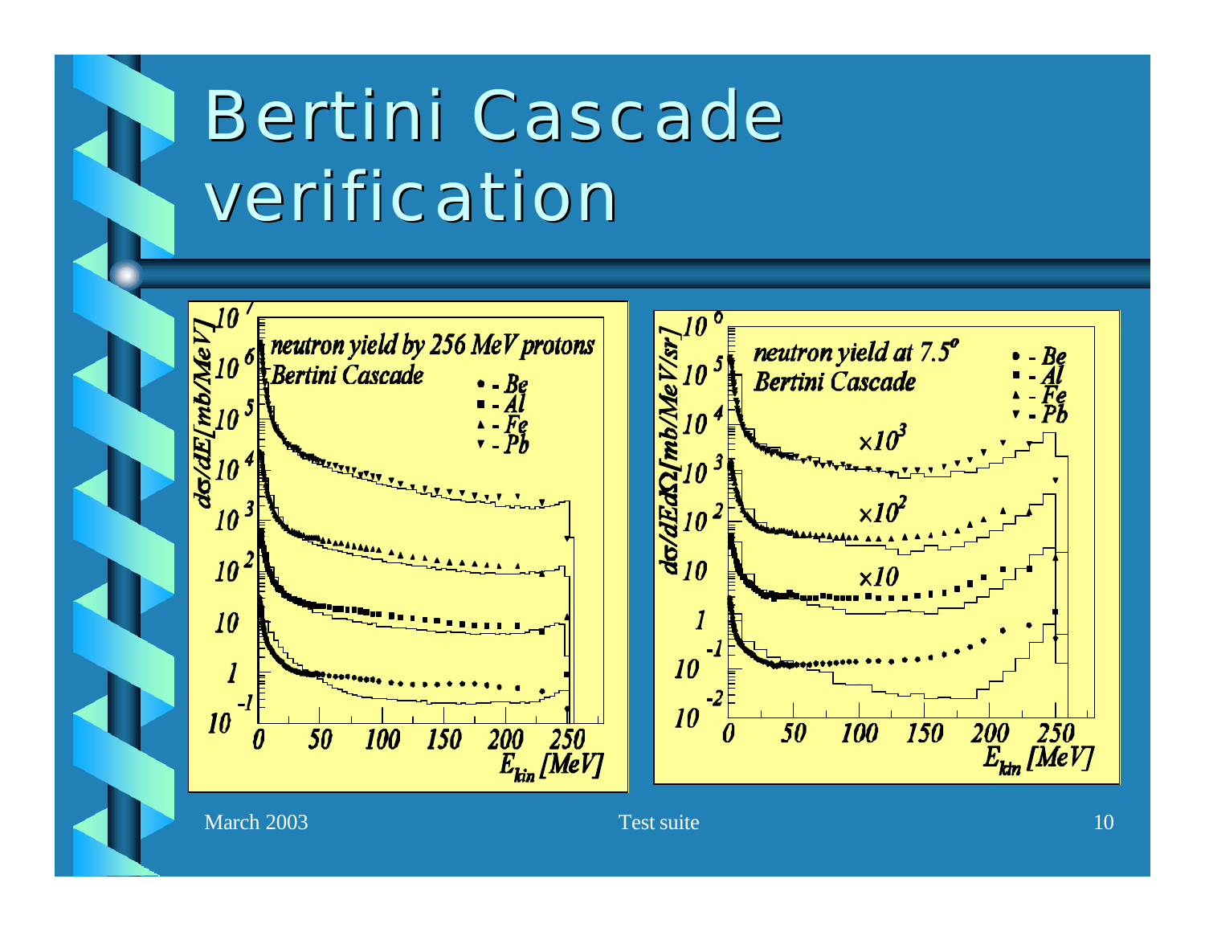# Bertini Cascade verification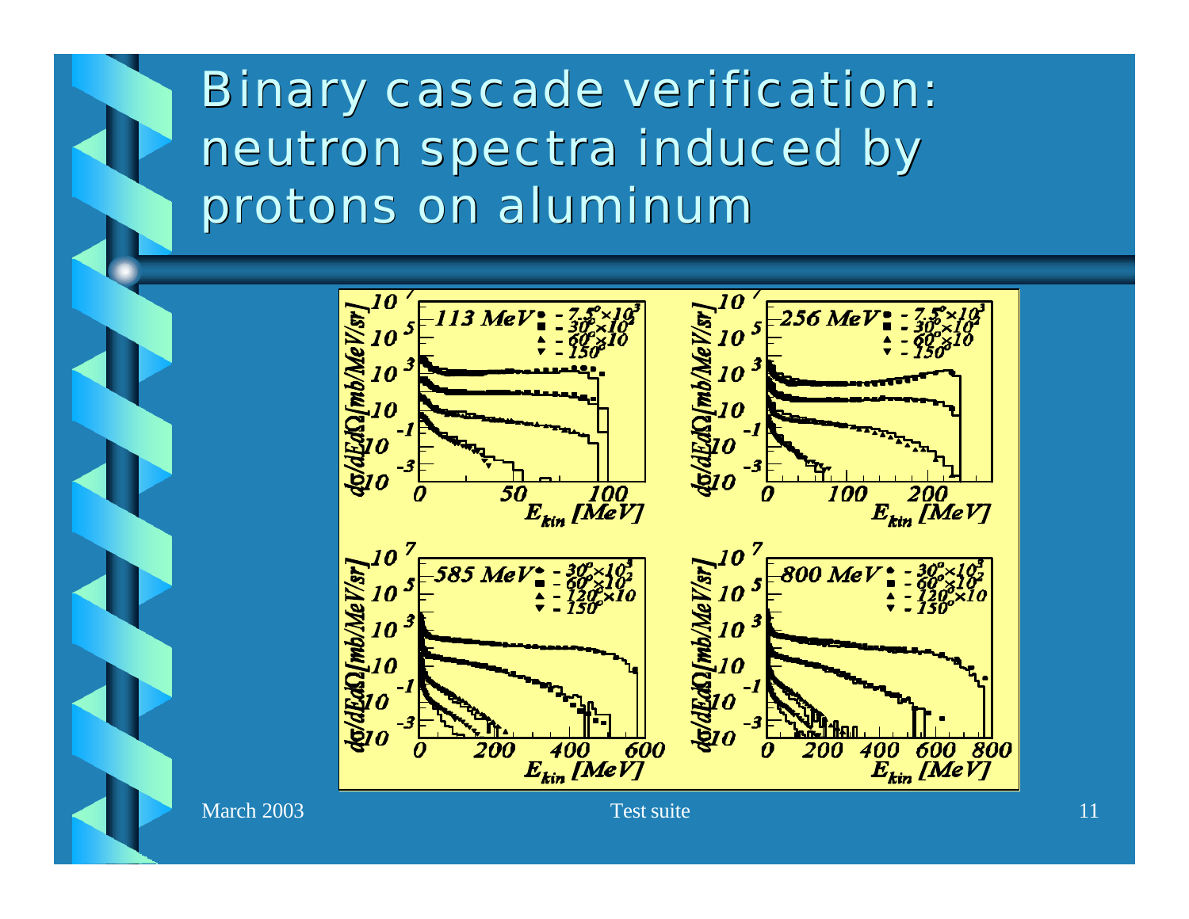# Binary cascade verification: neutron spectra induced by protons on aluminum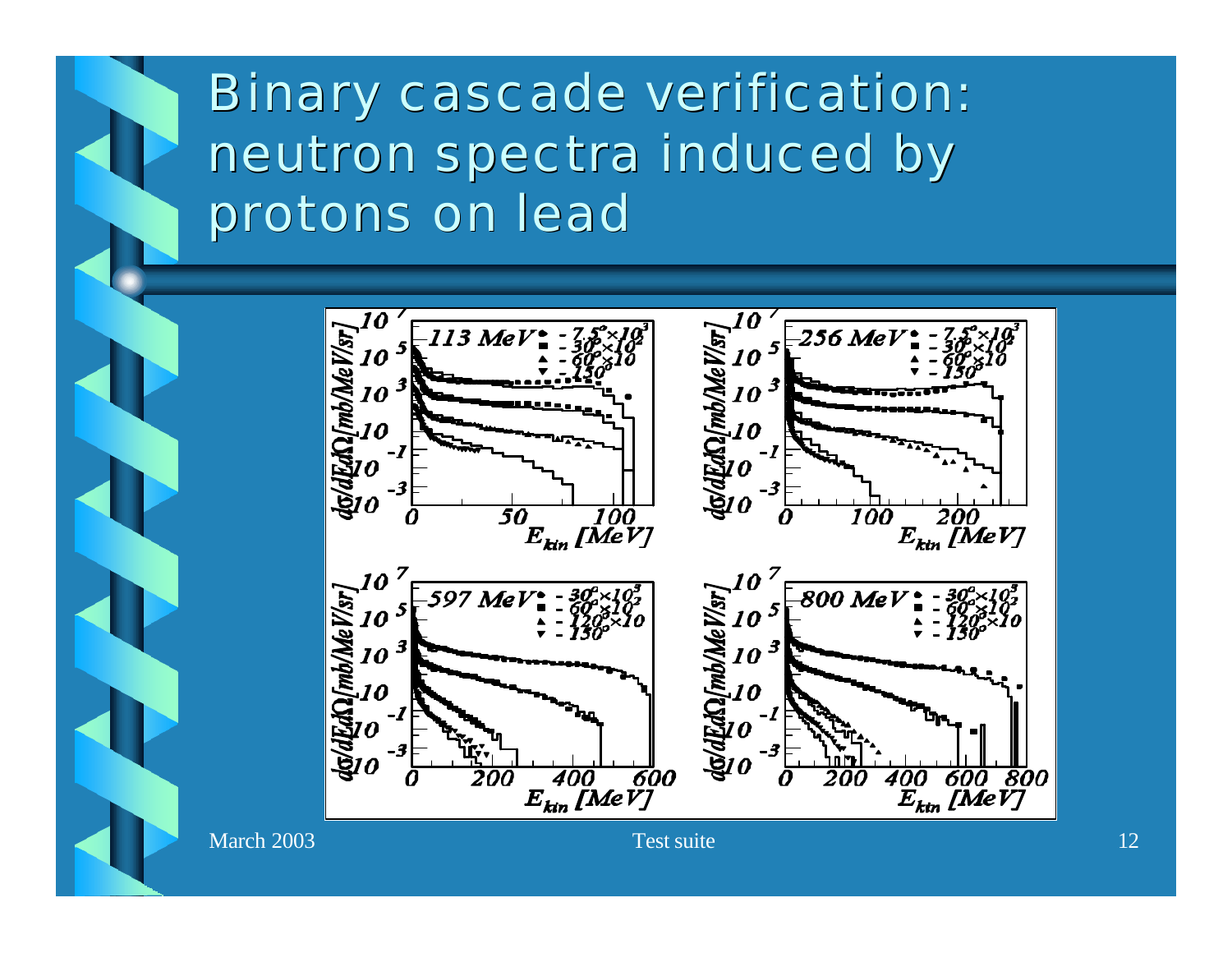# Binary cascade verification: neutron spectra induced by protons on lead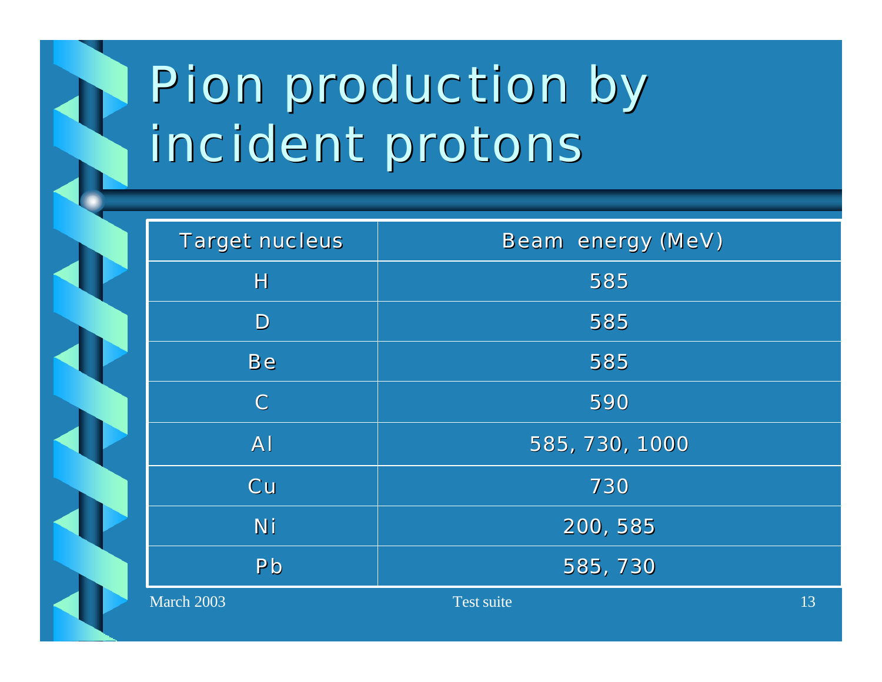# Pion production by incident protons

| Target nucleus | Beam energy (MeV) |
|---|---|
| H | 585 |
| D | 585 |
| Be | 585 |
| C | 590 |
| Al | 585, 730, 1000 |
| Cu | 730 |
| Ni | 200, 585 |
| Pb | 585, 730 |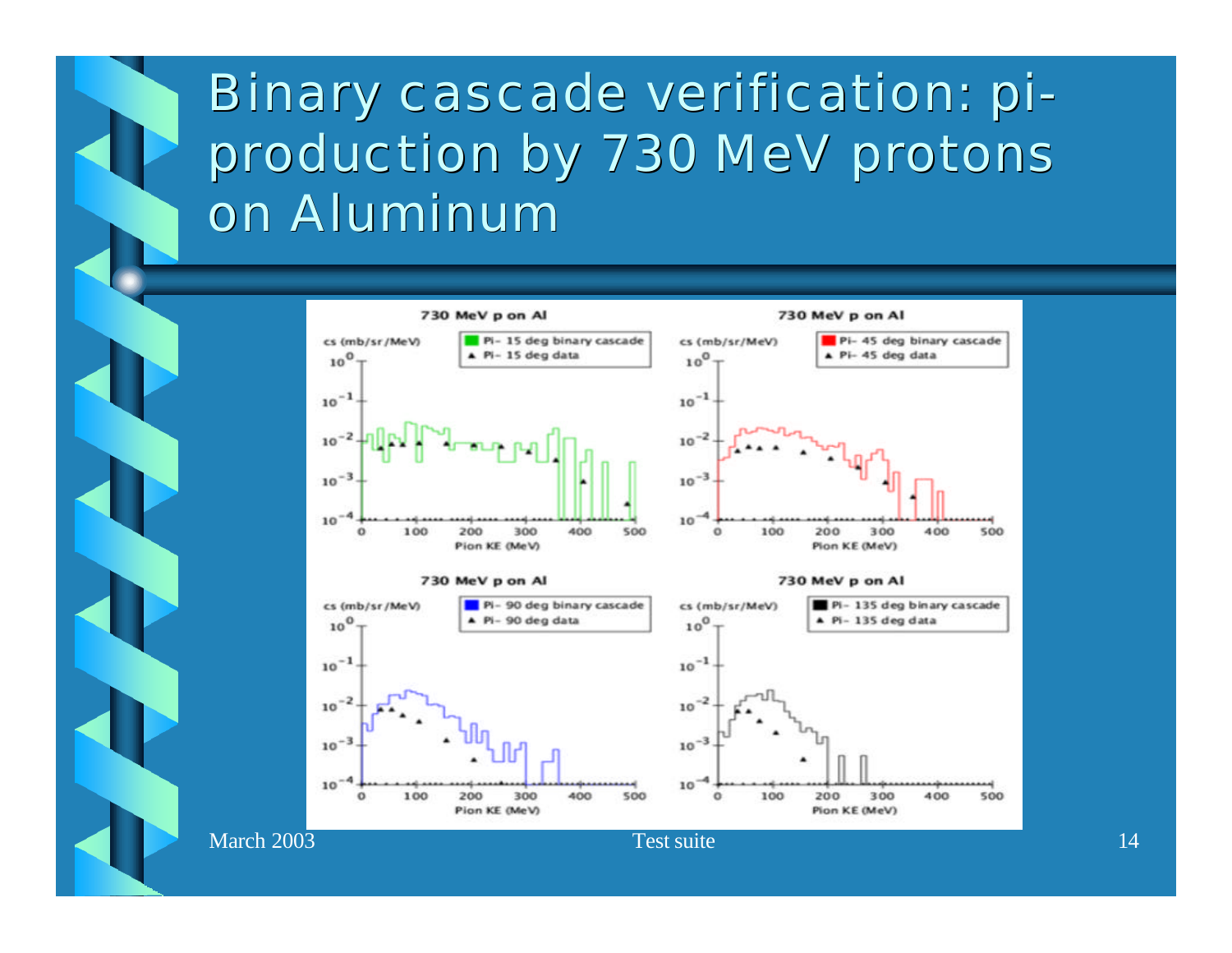# Binary cascade verification: pi-production by 730 MeV protons on Aluminum

730 MeV p on Al

cs (mb/sr/MeV)

Pi- 15 deg binary cascade
Pi- 15 deg data

Pi- 45 deg binary cascade
Pi- 45 deg data

Pi- 90 deg binary cascade
Pi- 90 deg data

Pi- 135 deg binary cascade
Pi- 135 deg data

Pion KE (MeV)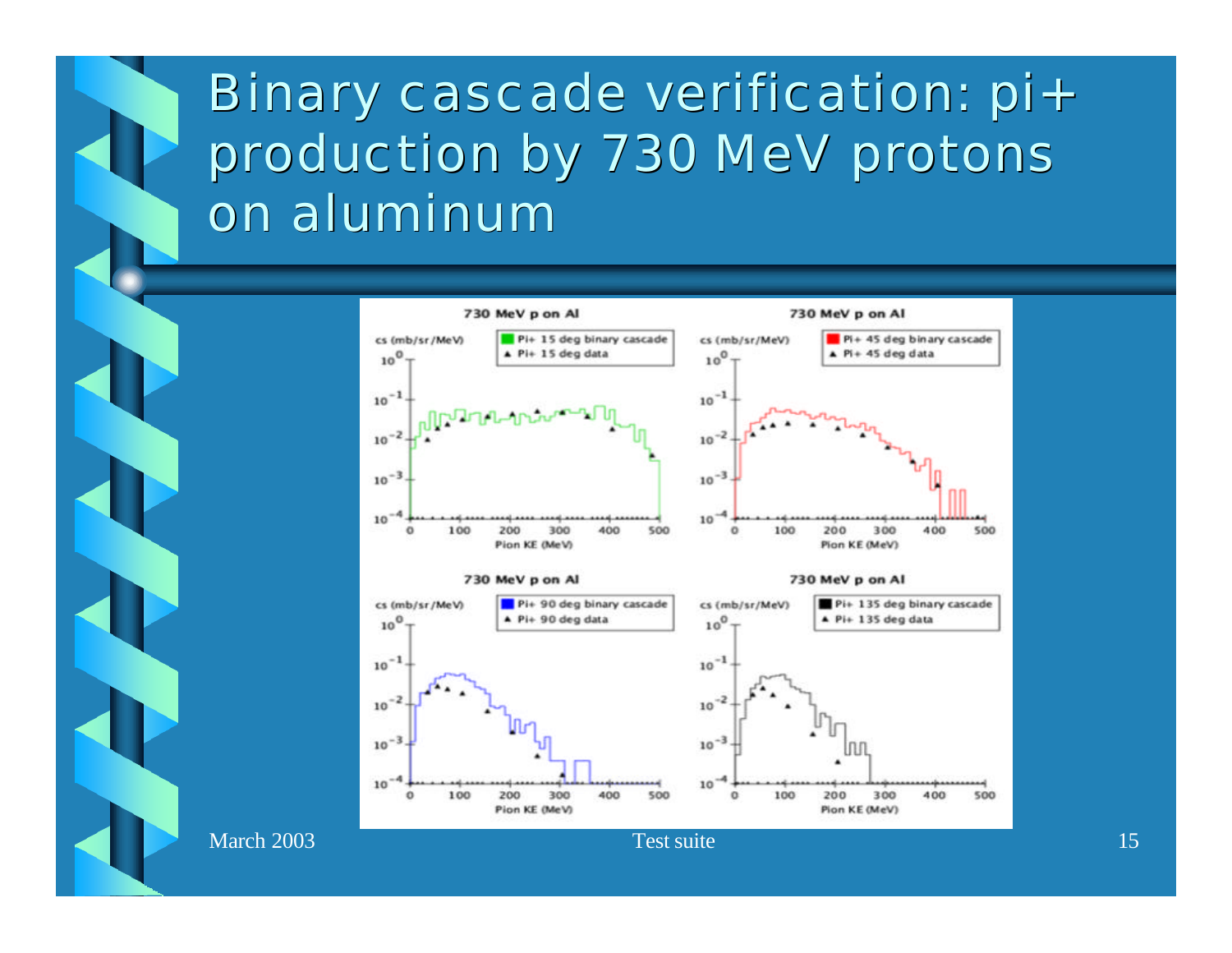# Binary cascade verification: pi+ production by 730 MeV protons on aluminum

730 MeV p on Al

cs (mb/sr/MeV)

Pi+ 15 deg binary cascade
Pi+ 15 deg data

Pion KE (MeV)

730 MeV p on Al

cs (mb/sr/MeV)

Pi+ 45 deg binary cascade
Pi+ 45 deg data

Pion KE (MeV)

730 MeV p on Al

cs (mb/sr/MeV)

Pi+ 90 deg binary cascade
Pi+ 90 deg data

Pion KE (MeV)

730 MeV p on Al

cs (mb/sr/MeV)

Pi+ 135 deg binary cascade
Pi+ 135 deg data

Pion KE (MeV)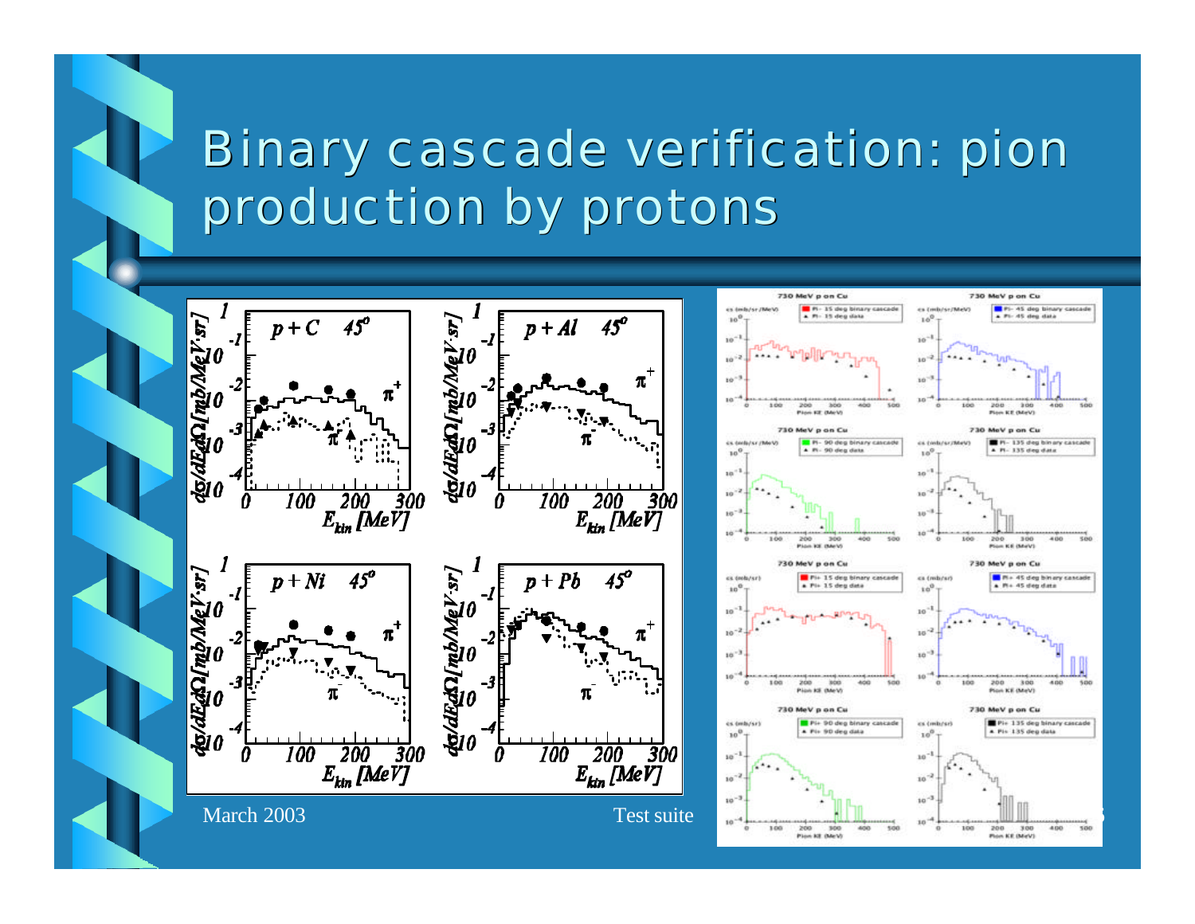# Binary cascade verification: pion production by protons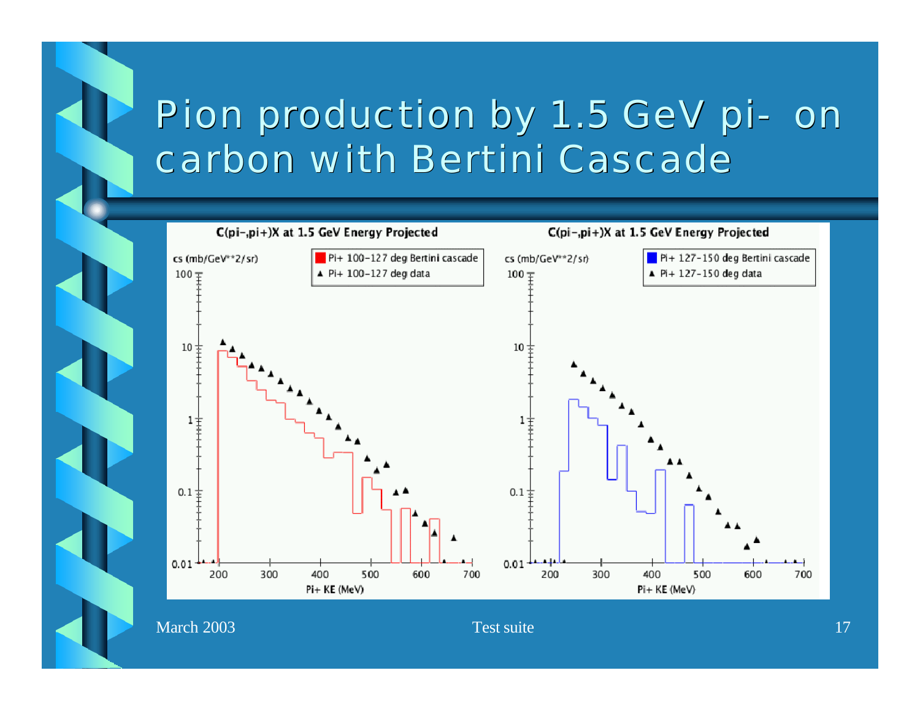# Pion production by 1.5 GeV pi- on carbon with Bertini Cascade

**C(pi-,pi+)X at 1.5 GeV Energy Projected**

cs (mb/GeV**2/sr)

Pi+ 100-127 deg Bertini cascade

▲ Pi+ 100-127 deg data

Pi+ KE (MeV)

**C(pi-,pi+)X at 1.5 GeV Energy Projected**

cs (mb/GeV**2/sr)

Pi+ 127-150 deg Bertini cascade

▲ Pi+ 127-150 deg data

Pi+ KE (MeV)

March 2003 Test suite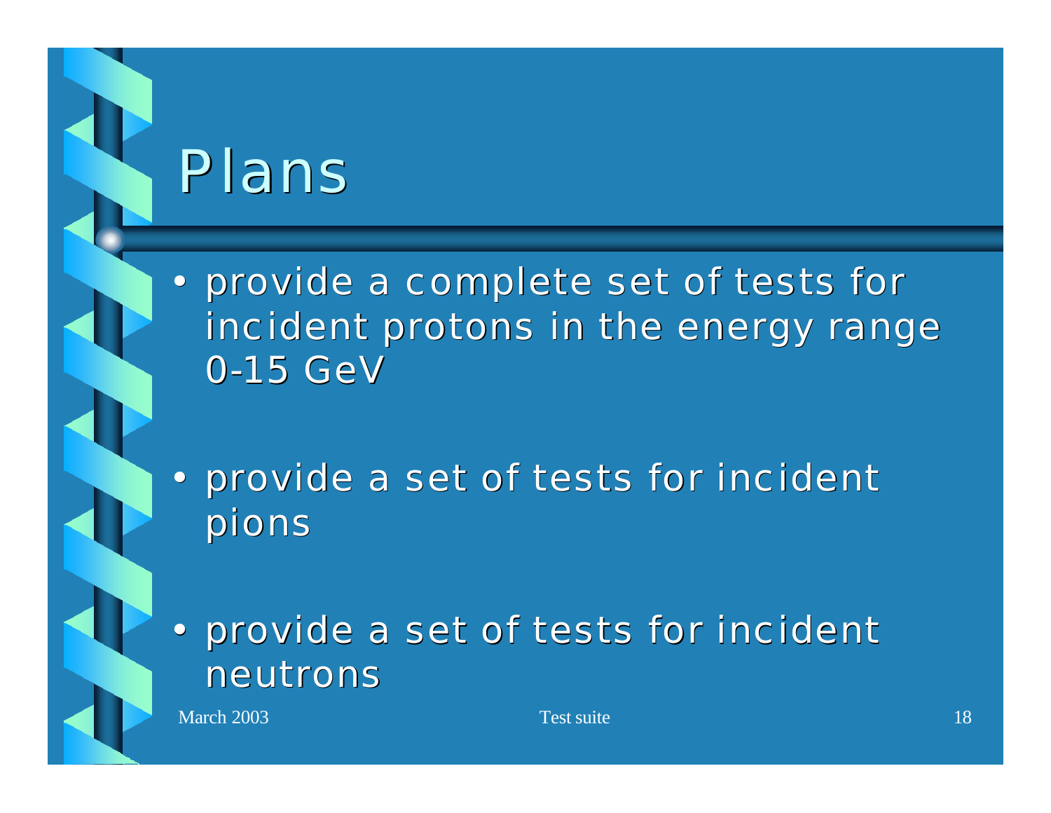# Plans

- provide a complete set of tests for incident protons in the energy range 0-15 GeV
- provide a set of tests for incident pions
- provide a set of tests for incident neutrons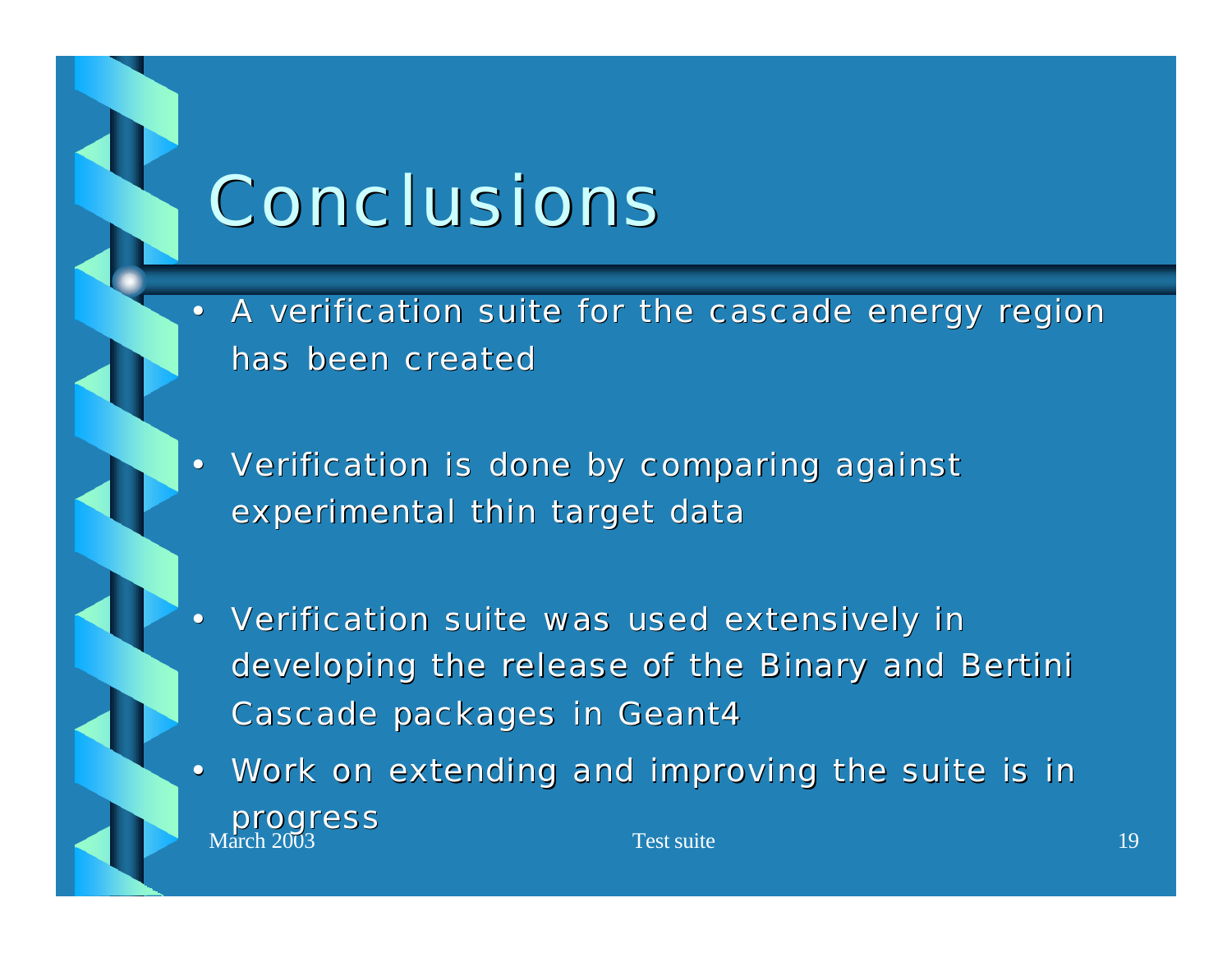# Conclusions

- A verification suite for the cascade energy region has been created
- Verification is done by comparing against experimental thin target data
- Verification suite was used extensively in developing the release of the Binary and Bertini Cascade packages in Geant4
- Work on extending and improving the suite is in progress